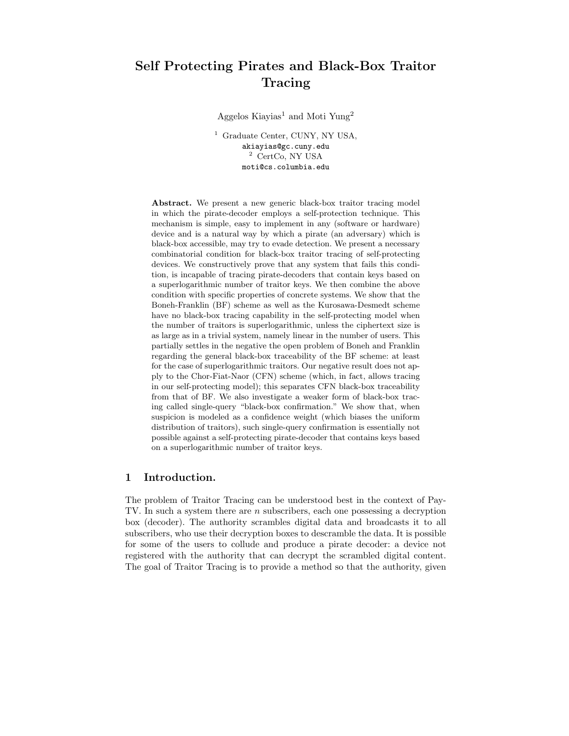# Self Protecting Pirates and Black-Box Traitor Tracing

Aggelos Kiayias[1] and Moti Yung[2]

[1] Graduate Center, CUNY, NY USA,
akiayias@gc.cuny.edu

[2] CertCo, NY USA
moti@cs.columbia.edu

**Abstract.** We present a new generic black-box traitor tracing model in which the pirate-decoder employs a self-protection technique. This mechanism is simple, easy to implement in any (software or hardware) device and is a natural way by which a pirate (an adversary) which is black-box accessible, may try to evade detection. We present a necessary combinatorial condition for black-box traitor tracing of self-protecting devices. We constructively prove that any system that fails this condition, is incapable of tracing pirate-decoders that contain keys based on a superlogarithmic number of traitor keys. We then combine the above condition with specific properties of concrete systems. We show that the Boneh-Franklin (BF) scheme as well as the Kurosawa-Desmedt scheme have no black-box tracing capability in the self-protecting model when the number of traitors is superlogarithmic, unless the ciphertext size is as large as in a trivial system, namely linear in the number of users. This partially settles in the negative the open problem of Boneh and Franklin regarding the general black-box traceability of the BF scheme: at least for the case of superlogarithmic traitors. Our negative result does not apply to the Chor-Fiat-Naor (CFN) scheme (which, in fact, allows tracing in our self-protecting model); this separates CFN black-box traceability from that of BF. We also investigate a weaker form of black-box tracing called single-query "black-box confirmation." We show that, when suspicion is modeled as a confidence weight (which biases the uniform distribution of traitors), such single-query confirmation is essentially not possible against a self-protecting pirate-decoder that contains keys based on a superlogarithmic number of traitor keys.

## 1 Introduction.

The problem of Traitor Tracing can be understood best in the context of Pay-TV. In such a system there are $n$ subscribers, each one possessing a decryption box (decoder). The authority scrambles digital data and broadcasts it to all subscribers, who use their decryption boxes to descramble the data. It is possible for some of the users to collude and produce a pirate decoder: a device not registered with the authority that can decrypt the scrambled digital content. The goal of Traitor Tracing is to provide a method so that the authority, given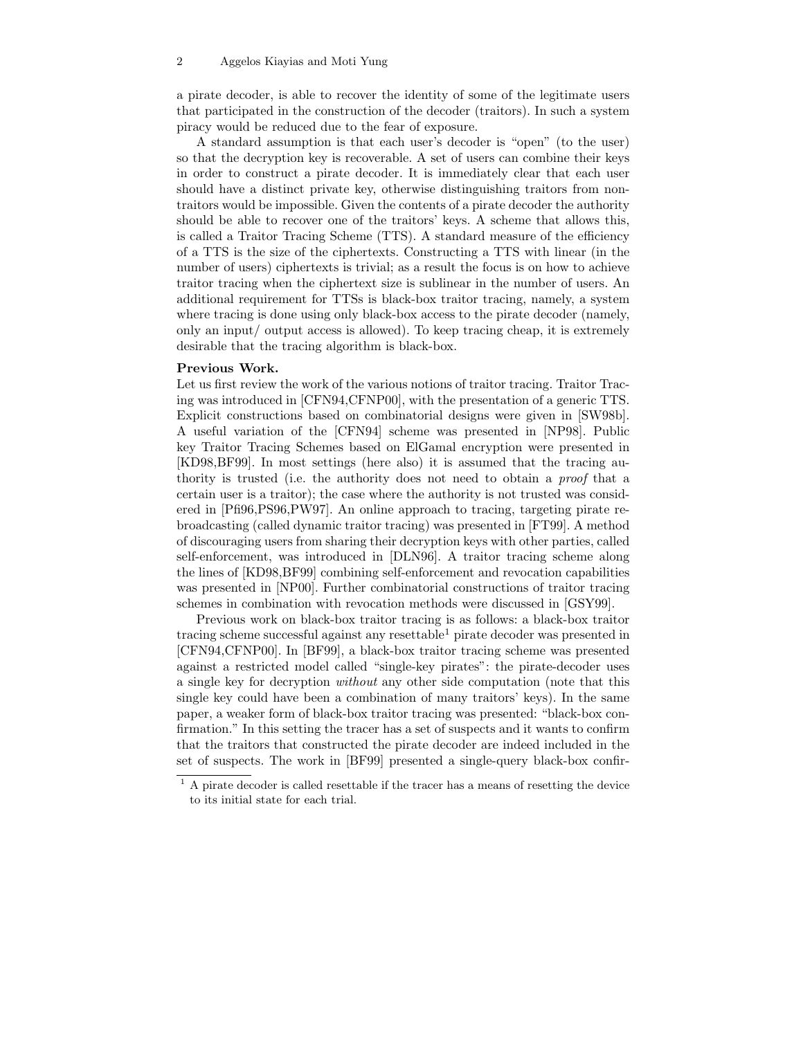a pirate decoder, is able to recover the identity of some of the legitimate users that participated in the construction of the decoder (traitors). In such a system piracy would be reduced due to the fear of exposure.

A standard assumption is that each user's decoder is "open" (to the user) so that the decryption key is recoverable. A set of users can combine their keys in order to construct a pirate decoder. It is immediately clear that each user should have a distinct private key, otherwise distinguishing traitors from non-traitors would be impossible. Given the contents of a pirate decoder the authority should be able to recover one of the traitors' keys. A scheme that allows this, is called a Traitor Tracing Scheme (TTS). A standard measure of the efficiency of a TTS is the size of the ciphertexts. Constructing a TTS with linear (in the number of users) ciphertexts is trivial; as a result the focus is on how to achieve traitor tracing when the ciphertext size is sublinear in the number of users. An additional requirement for TTSs is black-box traitor tracing, namely, a system where tracing is done using only black-box access to the pirate decoder (namely, only an input/ output access is allowed). To keep tracing cheap, it is extremely desirable that the tracing algorithm is black-box.

**Previous Work.**
Let us first review the work of the various notions of traitor tracing. Traitor Tracing was introduced in [CFN94,CFNP00], with the presentation of a generic TTS. Explicit constructions based on combinatorial designs were given in [SW98b]. A useful variation of the [CFN94] scheme was presented in [NP98]. Public key Traitor Tracing Schemes based on ElGamal encryption were presented in [KD98,BF99]. In most settings (here also) it is assumed that the tracing authority is trusted (i.e. the authority does not need to obtain a *proof* that a certain user is a traitor); the case where the authority is not trusted was considered in [Pfi96,PS96,PW97]. An online approach to tracing, targeting pirate rebroadcasting (called dynamic traitor tracing) was presented in [FT99]. A method of discouraging users from sharing their decryption keys with other parties, called self-enforcement, was introduced in [DLN96]. A traitor tracing scheme along the lines of [KD98,BF99] combining self-enforcement and revocation capabilities was presented in [NP00]. Further combinatorial constructions of traitor tracing schemes in combination with revocation methods were discussed in [GSY99].

Previous work on black-box traitor tracing is as follows: a black-box traitor tracing scheme successful against any resettable[1] pirate decoder was presented in [CFN94,CFNP00]. In [BF99], a black-box traitor tracing scheme was presented against a restricted model called "single-key pirates": the pirate-decoder uses a single key for decryption *without* any other side computation (note that this single key could have been a combination of many traitors' keys). In the same paper, a weaker form of black-box traitor tracing was presented: "black-box confirmation." In this setting the tracer has a set of suspects and it wants to confirm that the traitors that constructed the pirate decoder are indeed included in the set of suspects. The work in [BF99] presented a single-query black-box confir-

[1] A pirate decoder is called resettable if the tracer has a means of resetting the device to its initial state for each trial.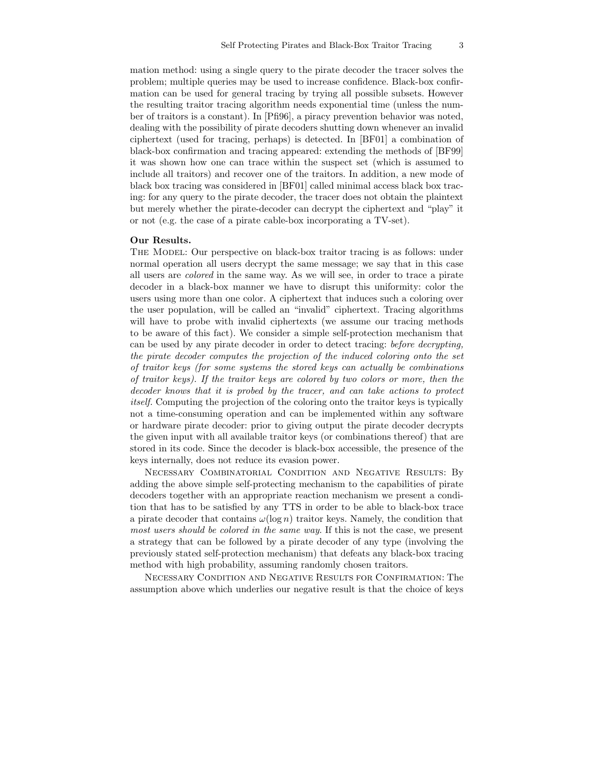mation method: using a single query to the pirate decoder the tracer solves the problem; multiple queries may be used to increase confidence. Black-box confirmation can be used for general tracing by trying all possible subsets. However the resulting traitor tracing algorithm needs exponential time (unless the number of traitors is a constant). In [Pfi96], a piracy prevention behavior was noted, dealing with the possibility of pirate decoders shutting down whenever an invalid ciphertext (used for tracing, perhaps) is detected. In [BF01] a combination of black-box confirmation and tracing appeared: extending the methods of [BF99] it was shown how one can trace within the suspect set (which is assumed to include all traitors) and recover one of the traitors. In addition, a new mode of black box tracing was considered in [BF01] called minimal access black box tracing: for any query to the pirate decoder, the tracer does not obtain the plaintext but merely whether the pirate-decoder can decrypt the ciphertext and "play" it or not (e.g. the case of a pirate cable-box incorporating a TV-set).

**Our Results.**

The Model: Our perspective on black-box traitor tracing is as follows: under normal operation all users decrypt the same message; we say that in this case all users are *colored* in the same way. As we will see, in order to trace a pirate decoder in a black-box manner we have to disrupt this uniformity: color the users using more than one color. A ciphertext that induces such a coloring over the user population, will be called an "invalid" ciphertext. Tracing algorithms will have to probe with invalid ciphertexts (we assume our tracing methods to be aware of this fact). We consider a simple self-protection mechanism that can be used by any pirate decoder in order to detect tracing: *before decrypting, the pirate decoder computes the projection of the induced coloring onto the set of traitor keys (for some systems the stored keys can actually be combinations of traitor keys). If the traitor keys are colored by two colors or more, then the decoder knows that it is probed by the tracer, and can take actions to protect itself.* Computing the projection of the coloring onto the traitor keys is typically not a time-consuming operation and can be implemented within any software or hardware pirate decoder: prior to giving output the pirate decoder decrypts the given input with all available traitor keys (or combinations thereof) that are stored in its code. Since the decoder is black-box accessible, the presence of the keys internally, does not reduce its evasion power.

Necessary Combinatorial Condition and Negative Results: By adding the above simple self-protecting mechanism to the capabilities of pirate decoders together with an appropriate reaction mechanism we present a condition that has to be satisfied by any TTS in order to be able to black-box trace a pirate decoder that contains $\omega(\log n)$ traitor keys. Namely, the condition that *most users should be colored in the same way*. If this is not the case, we present a strategy that can be followed by a pirate decoder of any type (involving the previously stated self-protection mechanism) that defeats any black-box tracing method with high probability, assuming randomly chosen traitors.

Necessary Condition and Negative Results for Confirmation: The assumption above which underlies our negative result is that the choice of keys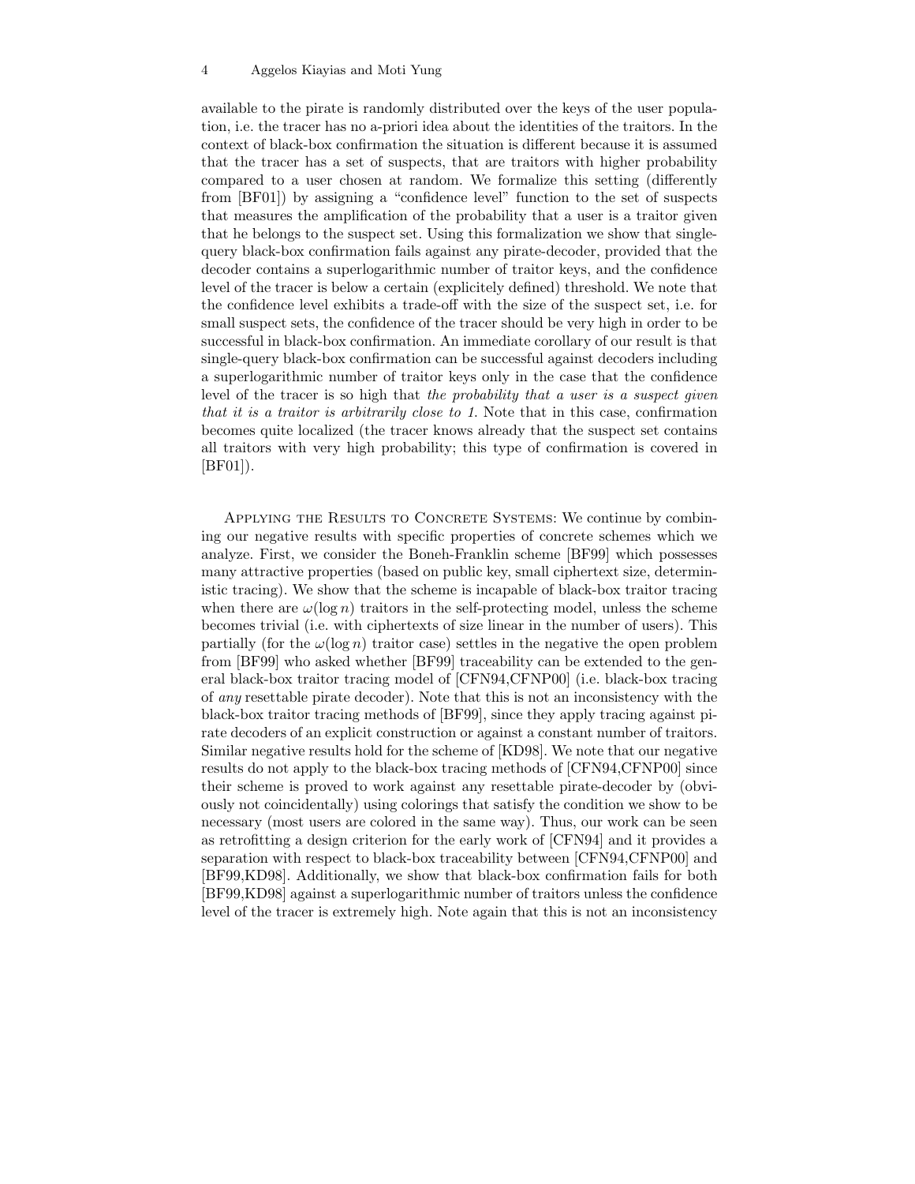available to the pirate is randomly distributed over the keys of the user population, i.e. the tracer has no a-priori idea about the identities of the traitors. In the context of black-box confirmation the situation is different because it is assumed that the tracer has a set of suspects, that are traitors with higher probability compared to a user chosen at random. We formalize this setting (differently from [BF01]) by assigning a "confidence level" function to the set of suspects that measures the amplification of the probability that a user is a traitor given that he belongs to the suspect set. Using this formalization we show that single-query black-box confirmation fails against any pirate-decoder, provided that the decoder contains a superlogarithmic number of traitor keys, and the confidence level of the tracer is below a certain (explicitely defined) threshold. We note that the confidence level exhibits a trade-off with the size of the suspect set, i.e. for small suspect sets, the confidence of the tracer should be very high in order to be successful in black-box confirmation. An immediate corollary of our result is that single-query black-box confirmation can be successful against decoders including a superlogarithmic number of traitor keys only in the case that the confidence level of the tracer is so high that *the probability that a user is a suspect given that it is a traitor is arbitrarily close to 1.* Note that in this case, confirmation becomes quite localized (the tracer knows already that the suspect set contains all traitors with very high probability; this type of confirmation is covered in [BF01]).

Applying the Results to Concrete Systems: We continue by combining our negative results with specific properties of concrete schemes which we analyze. First, we consider the Boneh-Franklin scheme [BF99] which possesses many attractive properties (based on public key, small ciphertext size, deterministic tracing). We show that the scheme is incapable of black-box traitor tracing when there are $\omega(\log n)$ traitors in the self-protecting model, unless the scheme becomes trivial (i.e. with ciphertexts of size linear in the number of users). This partially (for the $\omega(\log n)$ traitor case) settles in the negative the open problem from [BF99] who asked whether [BF99] traceability can be extended to the general black-box traitor tracing model of [CFN94,CFNP00] (i.e. black-box tracing of *any* resettable pirate decoder). Note that this is not an inconsistency with the black-box traitor tracing methods of [BF99], since they apply tracing against pirate decoders of an explicit construction or against a constant number of traitors. Similar negative results hold for the scheme of [KD98]. We note that our negative results do not apply to the black-box tracing methods of [CFN94,CFNP00] since their scheme is proved to work against any resettable pirate-decoder by (obviously not coincidentally) using colorings that satisfy the condition we show to be necessary (most users are colored in the same way). Thus, our work can be seen as retrofitting a design criterion for the early work of [CFN94] and it provides a separation with respect to black-box traceability between [CFN94,CFNP00] and [BF99,KD98]. Additionally, we show that black-box confirmation fails for both [BF99,KD98] against a superlogarithmic number of traitors unless the confidence level of the tracer is extremely high. Note again that this is not an inconsistency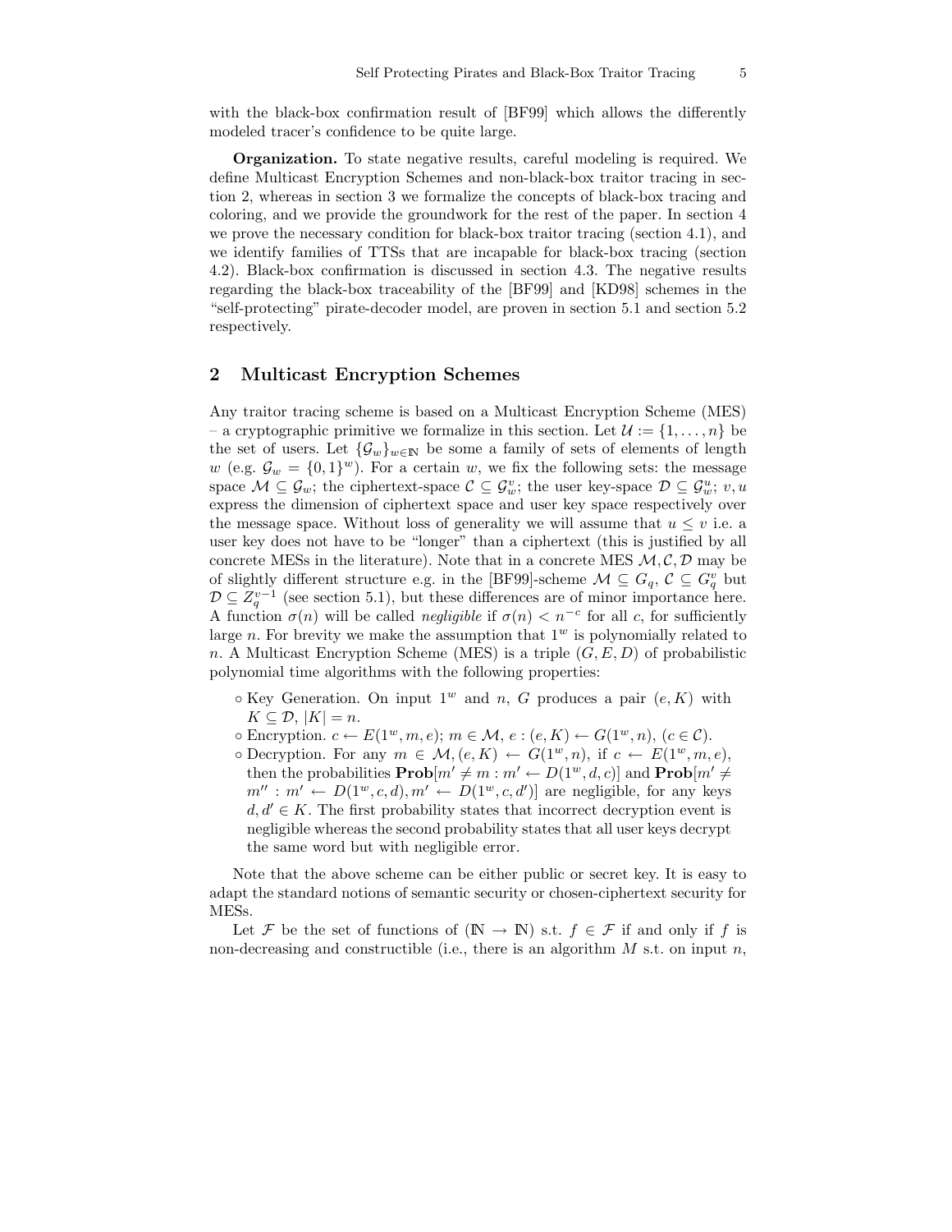with the black-box confirmation result of [BF99] which allows the differently modeled tracer's confidence to be quite large.

**Organization.** To state negative results, careful modeling is required. We define Multicast Encryption Schemes and non-black-box traitor tracing in section 2, whereas in section 3 we formalize the concepts of black-box tracing and coloring, and we provide the groundwork for the rest of the paper. In section 4 we prove the necessary condition for black-box traitor tracing (section 4.1), and we identify families of TTSs that are incapable for black-box tracing (section 4.2). Black-box confirmation is discussed in section 4.3. The negative results regarding the black-box traceability of the [BF99] and [KD98] schemes in the "self-protecting" pirate-decoder model, are proven in section 5.1 and section 5.2 respectively.

## 2 Multicast Encryption Schemes

Any traitor tracing scheme is based on a Multicast Encryption Scheme (MES) – a cryptographic primitive we formalize in this section. Let $\mathcal{U} := \{1, \ldots, n\}$ be the set of users. Let $\{\mathcal{G}_w\}_{w \in \mathbb{N}}$ be some a family of sets of elements of length $w$ (e.g. $\mathcal{G}_w = \{0,1\}^w$). For a certain $w$, we fix the following sets: the message space $\mathcal{M} \subseteq \mathcal{G}_w$; the ciphertext-space $\mathcal{C} \subseteq \mathcal{G}_w^v$; the user key-space $\mathcal{D} \subseteq \mathcal{G}_w^u$; $v, u$ express the dimension of ciphertext space and user key space respectively over the message space. Without loss of generality we will assume that $u \leq v$ i.e. a user key does not have to be "longer" than a ciphertext (this is justified by all concrete MESs in the literature). Note that in a concrete MES $\mathcal{M}, \mathcal{C}, \mathcal{D}$ may be of slightly different structure e.g. in the [BF99]-scheme $\mathcal{M} \subseteq G_q$, $\mathcal{C} \subseteq G_q^v$ but $\mathcal{D} \subseteq Z_q^{v-1}$ (see section 5.1), but these differences are of minor importance here. A function $\sigma(n)$ will be called *negligible* if $\sigma(n) < n^{-c}$ for all $c$, for sufficiently large $n$. For brevity we make the assumption that $1^w$ is polynomially related to $n$. A Multicast Encryption Scheme (MES) is a triple $(G, E, D)$ of probabilistic polynomial time algorithms with the following properties:

- ∘ Key Generation. On input $1^w$ and $n$, $G$ produces a pair $(e, K)$ with $K \subseteq \mathcal{D}$, $|K| = n$.
- ∘ Encryption. $c \leftarrow E(1^w, m, e)$; $m \in \mathcal{M}$, $e : (e, K) \leftarrow G(1^w, n)$, $(c \in \mathcal{C})$.
- ∘ Decryption. For any $m \in \mathcal{M}, (e, K) \leftarrow G(1^w, n)$, if $c \leftarrow E(1^w, m, e)$, then the probabilities $\mathbf{Prob}[m' \neq m : m' \leftarrow D(1^w, d, c)]$ and $\mathbf{Prob}[m' \neq m'' : m' \leftarrow D(1^w, c, d), m' \leftarrow D(1^w, c, d')]$ are negligible, for any keys $d, d' \in K$. The first probability states that incorrect decryption event is negligible whereas the second probability states that all user keys decrypt the same word but with negligible error.

Note that the above scheme can be either public or secret key. It is easy to adapt the standard notions of semantic security or chosen-ciphertext security for MESs.

Let $\mathcal{F}$ be the set of functions of $(\mathbb{N} \to \mathbb{N})$ s.t. $f \in \mathcal{F}$ if and only if $f$ is non-decreasing and constructible (i.e., there is an algorithm $M$ s.t. on input $n$,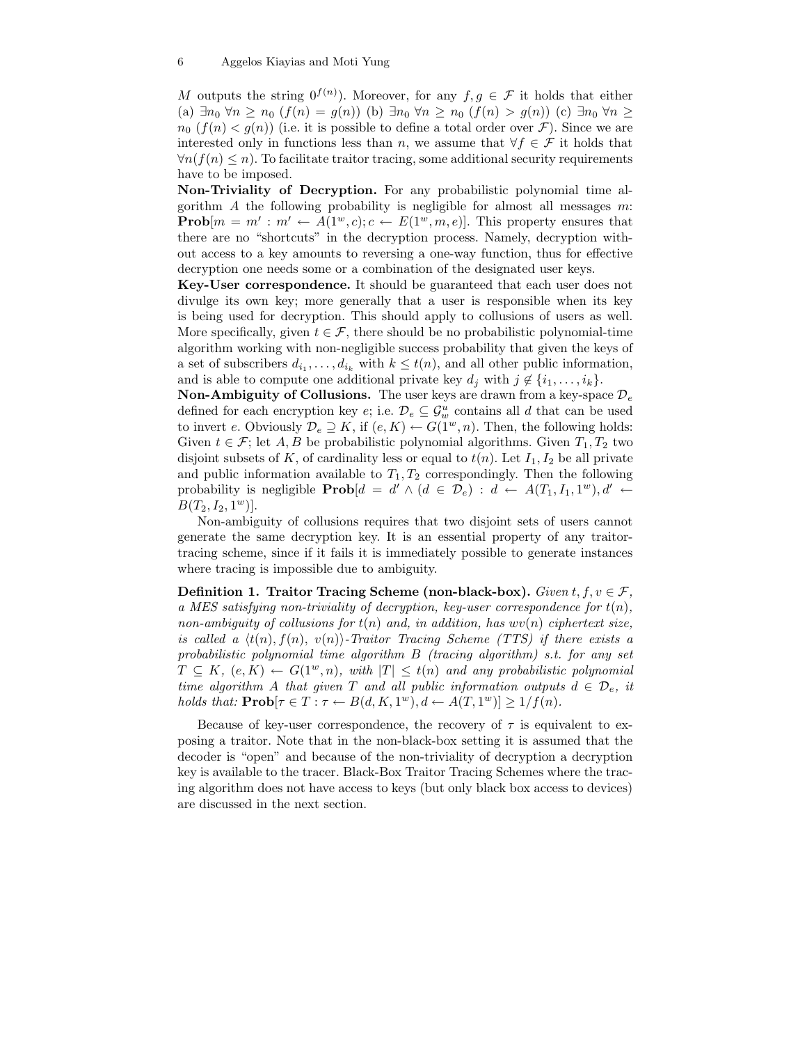$M$ outputs the string $0^{f(n)}$). Moreover, for any $f, g \in \mathcal{F}$ it holds that either (a) $\exists n_0 \; \forall n \geq n_0 \; (f(n) = g(n))$ (b) $\exists n_0 \; \forall n \geq n_0 \; (f(n) > g(n))$ (c) $\exists n_0 \; \forall n \geq n_0 \; (f(n) < g(n))$ (i.e. it is possible to define a total order over $\mathcal{F}$). Since we are interested only in functions less than $n$, we assume that $\forall f \in \mathcal{F}$ it holds that $\forall n (f(n) \leq n)$. To facilitate traitor tracing, some additional security requirements have to be imposed.

**Non-Triviality of Decryption.** For any probabilistic polynomial time algorithm $A$ the following probability is negligible for almost all messages $m$: $\mathbf{Prob}[m = m' : m' \leftarrow A(1^w, c); c \leftarrow E(1^w, m, e)]$. This property ensures that there are no "shortcuts" in the decryption process. Namely, decryption without access to a key amounts to reversing a one-way function, thus for effective decryption one needs some or a combination of the designated user keys.

**Key-User correspondence.** It should be guaranteed that each user does not divulge its own key; more generally that a user is responsible when its key is being used for decryption. This should apply to collusions of users as well. More specifically, given $t \in \mathcal{F}$, there should be no probabilistic polynomial-time algorithm working with non-negligible success probability that given the keys of a set of subscribers $d_{i_1}, \ldots, d_{i_k}$ with $k \leq t(n)$, and all other public information, and is able to compute one additional private key $d_j$ with $j \notin \{i_1, \ldots, i_k\}$.

**Non-Ambiguity of Collusions.** The user keys are drawn from a key-space $\mathcal{D}_e$ defined for each encryption key $e$; i.e. $\mathcal{D}_e \subseteq \mathcal{G}^u_w$ contains all $d$ that can be used to invert $e$. Obviously $\mathcal{D}_e \supseteq K$, if $(e, K) \leftarrow G(1^w, n)$. Then, the following holds: Given $t \in \mathcal{F}$; let $A, B$ be probabilistic polynomial algorithms. Given $T_1, T_2$ two disjoint subsets of $K$, of cardinality less or equal to $t(n)$. Let $I_1, I_2$ be all private and public information available to $T_1, T_2$ correspondingly. Then the following probability is negligible $\mathbf{Prob}[d = d' \wedge (d \in \mathcal{D}_e) : d \leftarrow A(T_1, I_1, 1^w), d' \leftarrow B(T_2, I_2, 1^w)]$.

Non-ambiguity of collusions requires that two disjoint sets of users cannot generate the same decryption key. It is an essential property of any traitor-tracing scheme, since if it fails it is immediately possible to generate instances where tracing is impossible due to ambiguity.

**Definition 1. Traitor Tracing Scheme (non-black-box).** *Given $t, f, v \in \mathcal{F}$, a MES satisfying non-triviality of decryption, key-user correspondence for $t(n)$, non-ambiguity of collusions for $t(n)$ and, in addition, has $wv(n)$ ciphertext size, is called a $\langle t(n), f(n), v(n)\rangle$-Traitor Tracing Scheme (TTS) if there exists a probabilistic polynomial time algorithm $B$ (tracing algorithm) s.t. for any set $T \subseteq K$, $(e, K) \leftarrow G(1^w, n)$, with $|T| \leq t(n)$ and any probabilistic polynomial time algorithm $A$ that given $T$ and all public information outputs $d \in \mathcal{D}_e$, it holds that:* $\mathbf{Prob}[\tau \in T : \tau \leftarrow B(d, K, 1^w), d \leftarrow A(T, 1^w)] \geq 1/f(n)$.

Because of key-user correspondence, the recovery of $\tau$ is equivalent to exposing a traitor. Note that in the non-black-box setting it is assumed that the decoder is "open" and because of the non-triviality of decryption a decryption key is available to the tracer. Black-Box Traitor Tracing Schemes where the tracing algorithm does not have access to keys (but only black box access to devices) are discussed in the next section.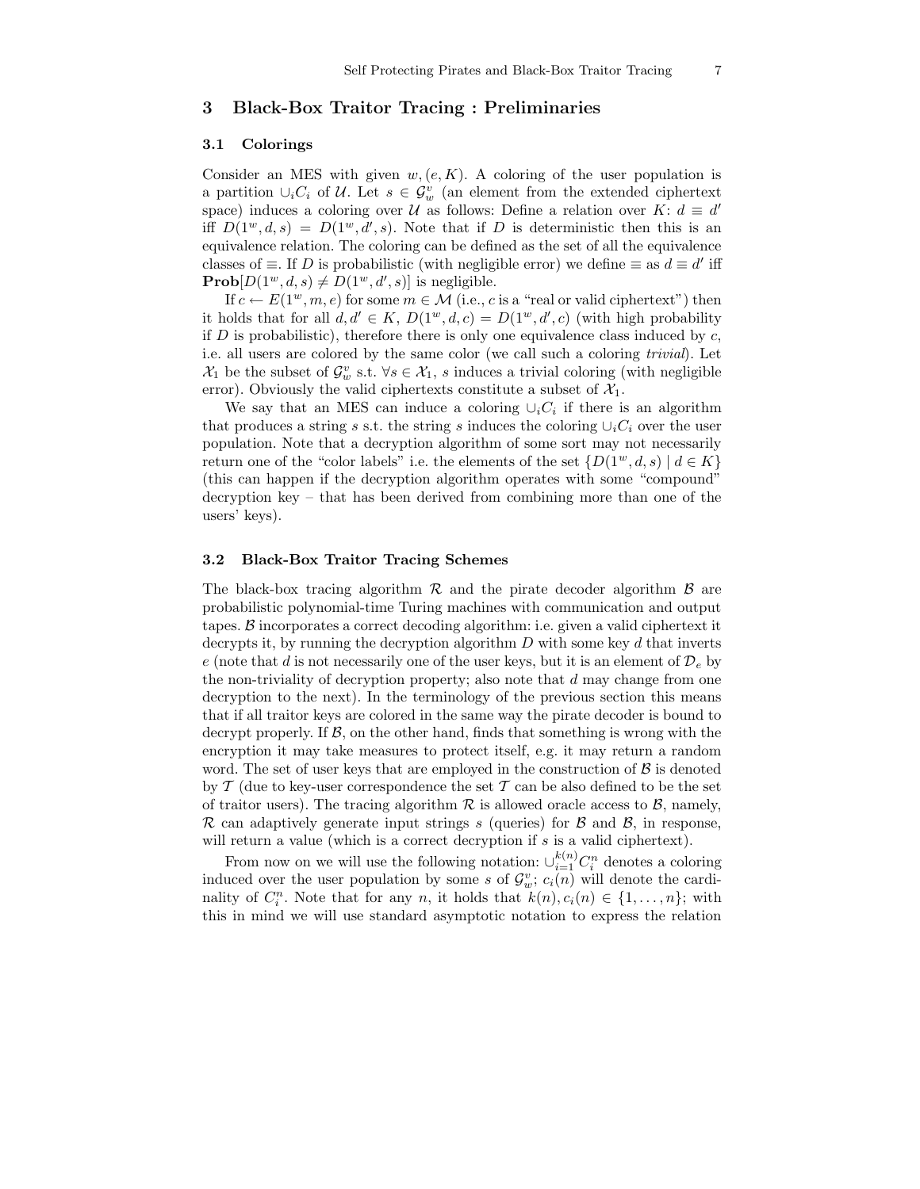## 3 Black-Box Traitor Tracing : Preliminaries

### 3.1 Colorings

Consider an MES with given $w, (e, K)$. A coloring of the user population is a partition $\cup_i C_i$ of $\mathcal{U}$. Let $s \in \mathcal{G}_w^v$ (an element from the extended ciphertext space) induces a coloring over $\mathcal{U}$ as follows: Define a relation over $K$: $d \equiv d'$ iff $D(1^w, d, s) = D(1^w, d', s)$. Note that if $D$ is deterministic then this is an equivalence relation. The coloring can be defined as the set of all the equivalence classes of $\equiv$. If $D$ is probabilistic (with negligible error) we define $\equiv$ as $d \equiv d'$ iff $\mathbf{Prob}[D(1^w, d, s) \neq D(1^w, d', s)]$ is negligible.

If $c \leftarrow E(1^w, m, e)$ for some $m \in \mathcal{M}$ (i.e., $c$ is a "real or valid ciphertext") then it holds that for all $d, d' \in K$, $D(1^w, d, c) = D(1^w, d', c)$ (with high probability if $D$ is probabilistic), therefore there is only one equivalence class induced by $c$, i.e. all users are colored by the same color (we call such a coloring *trivial*). Let $\mathcal{X}_1$ be the subset of $\mathcal{G}_w^v$ s.t. $\forall s \in \mathcal{X}_1$, $s$ induces a trivial coloring (with negligible error). Obviously the valid ciphertexts constitute a subset of $\mathcal{X}_1$.

We say that an MES can induce a coloring $\cup_i C_i$ if there is an algorithm that produces a string $s$ s.t. the string $s$ induces the coloring $\cup_i C_i$ over the user population. Note that a decryption algorithm of some sort may not necessarily return one of the "color labels" i.e. the elements of the set $\{D(1^w, d, s) \mid d \in K\}$ (this can happen if the decryption algorithm operates with some "compound" decryption key – that has been derived from combining more than one of the users' keys).

### 3.2 Black-Box Traitor Tracing Schemes

The black-box tracing algorithm $\mathcal{R}$ and the pirate decoder algorithm $\mathcal{B}$ are probabilistic polynomial-time Turing machines with communication and output tapes. $\mathcal{B}$ incorporates a correct decoding algorithm: i.e. given a valid ciphertext it decrypts it, by running the decryption algorithm $D$ with some key $d$ that inverts $e$ (note that $d$ is not necessarily one of the user keys, but it is an element of $\mathcal{D}_e$ by the non-triviality of decryption property; also note that $d$ may change from one decryption to the next). In the terminology of the previous section this means that if all traitor keys are colored in the same way the pirate decoder is bound to decrypt properly. If $\mathcal{B}$, on the other hand, finds that something is wrong with the encryption it may take measures to protect itself, e.g. it may return a random word. The set of user keys that are employed in the construction of $\mathcal{B}$ is denoted by $\mathcal{T}$ (due to key-user correspondence the set $\mathcal{T}$ can be also defined to be the set of traitor users). The tracing algorithm $\mathcal{R}$ is allowed oracle access to $\mathcal{B}$, namely, $\mathcal{R}$ can adaptively generate input strings $s$ (queries) for $\mathcal{B}$ and $\mathcal{B}$, in response, will return a value (which is a correct decryption if $s$ is a valid ciphertext).

From now on we will use the following notation: $\cup_{i=1}^{k(n)} C_i^n$ denotes a coloring induced over the user population by some $s$ of $\mathcal{G}_w^v$; $c_i(n)$ will denote the cardinality of $C_i^n$. Note that for any $n$, it holds that $k(n), c_i(n) \in \{1, \ldots, n\}$; with this in mind we will use standard asymptotic notation to express the relation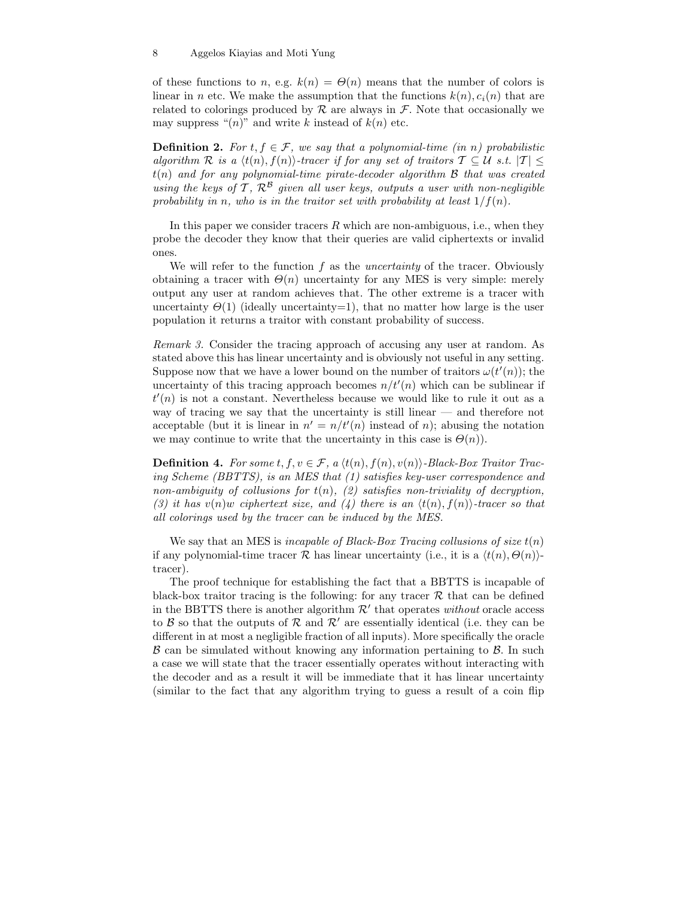of these functions to $n$, e.g. $k(n) = \Theta(n)$ means that the number of colors is linear in $n$ etc. We make the assumption that the functions $k(n), c_i(n)$ that are related to colorings produced by $\mathcal{R}$ are always in $\mathcal{F}$. Note that occasionally we may suppress "$(n)$" and write $k$ instead of $k(n)$ etc.

**Definition 2.** *For $t, f \in \mathcal{F}$, we say that a polynomial-time (in $n$) probabilistic algorithm $\mathcal{R}$ is a $\langle t(n), f(n)\rangle$-tracer if for any set of traitors $\mathcal{T} \subseteq \mathcal{U}$ s.t. $|\mathcal{T}| \leq t(n)$ and for any polynomial-time pirate-decoder algorithm $\mathcal{B}$ that was created using the keys of $\mathcal{T}$, $\mathcal{R}^{\mathcal{B}}$ given all user keys, outputs a user with non-negligible probability in $n$, who is in the traitor set with probability at least $1/f(n)$.*

In this paper we consider tracers $R$ which are non-ambiguous, i.e., when they probe the decoder they know that their queries are valid ciphertexts or invalid ones.

We will refer to the function $f$ as the *uncertainty* of the tracer. Obviously obtaining a tracer with $\Theta(n)$ uncertainty for any MES is very simple: merely output any user at random achieves that. The other extreme is a tracer with uncertainty $\Theta(1)$ (ideally uncertainty=1), that no matter how large is the user population it returns a traitor with constant probability of success.

*Remark 3.* Consider the tracing approach of accusing any user at random. As stated above this has linear uncertainty and is obviously not useful in any setting. Suppose now that we have a lower bound on the number of traitors $\omega(t'(n))$; the uncertainty of this tracing approach becomes $n/t'(n)$ which can be sublinear if $t'(n)$ is not a constant. Nevertheless because we would like to rule it out as a way of tracing we say that the uncertainty is still linear — and therefore not acceptable (but it is linear in $n' = n/t'(n)$ instead of $n$); abusing the notation we may continue to write that the uncertainty in this case is $\Theta(n)$).

**Definition 4.** *For some $t, f, v \in \mathcal{F}$, a $\langle t(n), f(n), v(n)\rangle$-Black-Box Traitor Tracing Scheme (BBTTS), is an MES that (1) satisfies key-user correspondence and non-ambiguity of collusions for $t(n)$, (2) satisfies non-triviality of decryption, (3) it has $v(n)w$ ciphertext size, and (4) there is an $\langle t(n), f(n)\rangle$-tracer so that all colorings used by the tracer can be induced by the MES.*

We say that an MES is *incapable of Black-Box Tracing collusions of size $t(n)$* if any polynomial-time tracer $\mathcal{R}$ has linear uncertainty (i.e., it is a $\langle t(n), \Theta(n)\rangle$-tracer).

The proof technique for establishing the fact that a BBTTS is incapable of black-box traitor tracing is the following: for any tracer $\mathcal{R}$ that can be defined in the BBTTS there is another algorithm $\mathcal{R}'$ that operates *without* oracle access to $\mathcal{B}$ so that the outputs of $\mathcal{R}$ and $\mathcal{R}'$ are essentially identical (i.e. they can be different in at most a negligible fraction of all inputs). More specifically the oracle $\mathcal{B}$ can be simulated without knowing any information pertaining to $\mathcal{B}$. In such a case we will state that the tracer essentially operates without interacting with the decoder and as a result it will be immediate that it has linear uncertainty (similar to the fact that any algorithm trying to guess a result of a coin flip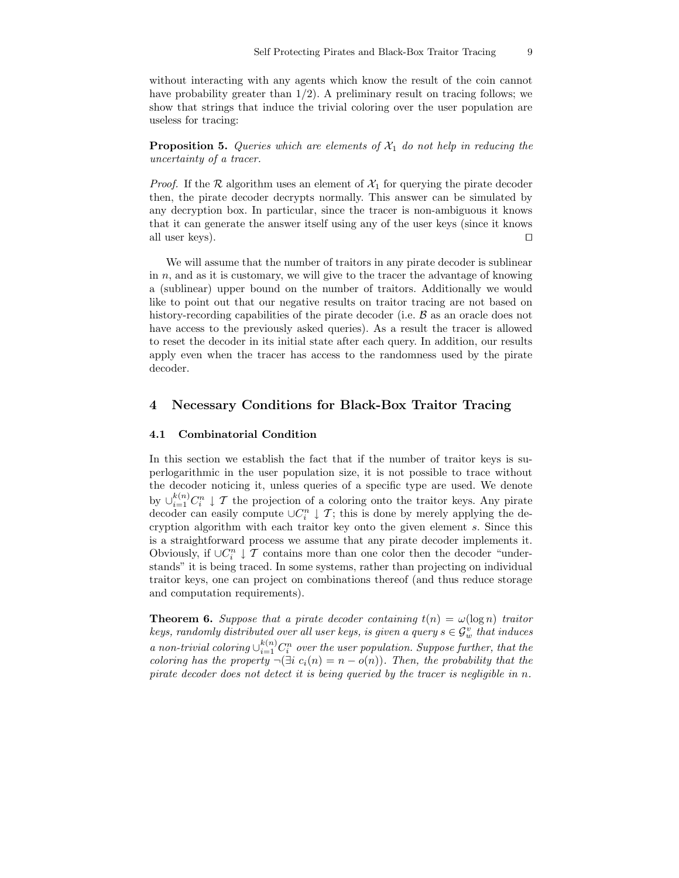without interacting with any agents which know the result of the coin cannot have probability greater than 1/2). A preliminary result on tracing follows; we show that strings that induce the trivial coloring over the user population are useless for tracing:

**Proposition 5.** *Queries which are elements of $\mathcal{X}_1$ do not help in reducing the uncertainty of a tracer.*

*Proof.* If the $\mathcal{R}$ algorithm uses an element of $\mathcal{X}_1$ for querying the pirate decoder then, the pirate decoder decrypts normally. This answer can be simulated by any decryption box. In particular, since the tracer is non-ambiguous it knows that it can generate the answer itself using any of the user keys (since it knows all user keys). □

We will assume that the number of traitors in any pirate decoder is sublinear in $n$, and as it is customary, we will give to the tracer the advantage of knowing a (sublinear) upper bound on the number of traitors. Additionally we would like to point out that our negative results on traitor tracing are not based on history-recording capabilities of the pirate decoder (i.e. $\mathcal{B}$ as an oracle does not have access to the previously asked queries). As a result the tracer is allowed to reset the decoder in its initial state after each query. In addition, our results apply even when the tracer has access to the randomness used by the pirate decoder.

## 4 Necessary Conditions for Black-Box Traitor Tracing

### 4.1 Combinatorial Condition

In this section we establish the fact that if the number of traitor keys is superlogarithmic in the user population size, it is not possible to trace without the decoder noticing it, unless queries of a specific type are used. We denote by $\cup_{i=1}^{k(n)} C_i^n \downarrow \mathcal{T}$ the projection of a coloring onto the traitor keys. Any pirate decoder can easily compute $\cup C_i^n \downarrow \mathcal{T}$; this is done by merely applying the decryption algorithm with each traitor key onto the given element $s$. Since this is a straightforward process we assume that any pirate decoder implements it. Obviously, if $\cup C_i^n \downarrow \mathcal{T}$ contains more than one color then the decoder "understands" it is being traced. In some systems, rather than projecting on individual traitor keys, one can project on combinations thereof (and thus reduce storage and computation requirements).

**Theorem 6.** *Suppose that a pirate decoder containing $t(n) = \omega(\log n)$ traitor keys, randomly distributed over all user keys, is given a query $s \in \mathcal{G}_w^v$ that induces a non-trivial coloring $\cup_{i=1}^{k(n)} C_i^n$ over the user population. Suppose further, that the coloring has the property $\neg(\exists i \; c_i(n) = n - o(n))$. Then, the probability that the pirate decoder does not detect it is being queried by the tracer is negligible in $n$.*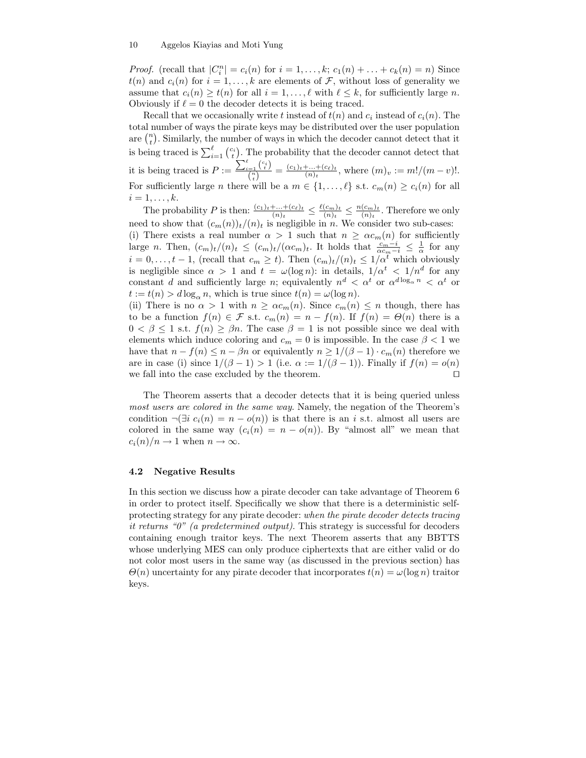*Proof.* (recall that $|C_i^n| = c_i(n)$ for $i = 1, \ldots, k$; $c_1(n) + \ldots + c_k(n) = n$) Since $t(n)$ and $c_i(n)$ for $i = 1, \ldots, k$ are elements of $\mathcal{F}$, without loss of generality we assume that $c_i(n) \geq t(n)$ for all $i = 1, \ldots, \ell$ with $\ell \leq k$, for sufficiently large $n$. Obviously if $\ell = 0$ the decoder detects it is being traced.

Recall that we occasionally write $t$ instead of $t(n)$ and $c_i$ instead of $c_i(n)$. The total number of ways the pirate keys may be distributed over the user population are $\binom{n}{t}$. Similarly, the number of ways in which the decoder cannot detect that it is being traced is $\sum_{i=1}^{\ell} \binom{c_i}{t}$. The probability that the decoder cannot detect that it is being traced is $P := \frac{\sum_{i=1}^{\ell} \binom{c_i}{t}}{\binom{n}{t}} = \frac{(c_1)_t + \ldots + (c_\ell)_t}{(n)_t}$, where $(m)_v := m!/(m-v)!$. For sufficiently large $n$ there will be a $m \in \{1, \ldots, \ell\}$ s.t. $c_m(n) \geq c_i(n)$ for all $i = 1, \ldots, k$.

The probability $P$ is then: $\frac{(c_1)_t + \ldots + (c_\ell)_t}{(n)_t} \leq \frac{\ell (c_m)_t}{(n)_t} \leq \frac{n (c_m)_t}{(n)_t}$. Therefore we only need to show that $(c_m(n))_t/(n)_t$ is negligible in $n$. We consider two sub-cases:
(i) There exists a real number $\alpha > 1$ such that $n \geq \alpha c_m(n)$ for sufficiently large $n$. Then, $(c_m)_t/(n)_t \leq (c_m)_t/(\alpha c_m)_t$. It holds that $\frac{c_m - i}{\alpha c_m - i} \leq \frac{1}{\alpha}$ for any $i = 0, \ldots, t-1$, (recall that $c_m \geq t$). Then $(c_m)_t/(n)_t \leq 1/\alpha^t$ which obviously is negligible since $\alpha > 1$ and $t = \omega(\log n)$: in details, $1/\alpha^t < 1/n^d$ for any constant $d$ and sufficiently large $n$; equivalently $n^d < \alpha^t$ or $\alpha^{d \log_\alpha n} < \alpha^t$ or $t := t(n) > d \log_\alpha n$, which is true since $t(n) = \omega(\log n)$.
(ii) There is no $\alpha > 1$ with $n \geq \alpha c_m(n)$. Since $c_m(n) \leq n$ though, there has to be a function $f(n) \in \mathcal{F}$ s.t. $c_m(n) = n - f(n)$. If $f(n) = \Theta(n)$ there is a $0 < \beta \leq 1$ s.t. $f(n) \geq \beta n$. The case $\beta = 1$ is not possible since we deal with elements which induce coloring and $c_m = 0$ is impossible. In the case $\beta < 1$ we have that $n - f(n) \leq n - \beta n$ or equivalently $n \geq 1/(\beta - 1) \cdot c_m(n)$ therefore we are in case (i) since $1/(\beta - 1) > 1$ (i.e. $\alpha := 1/(\beta - 1)$). Finally if $f(n) = o(n)$ we fall into the case excluded by the theorem. ☐

The Theorem asserts that a decoder detects that it is being queried unless *most users are colored in the same way*. Namely, the negation of the Theorem's condition $\neg(\exists i \; c_i(n) = n - o(n))$ is that there is an $i$ s.t. almost all users are colored in the same way ($c_i(n) = n - o(n)$). By "almost all" we mean that $c_i(n)/n \to 1$ when $n \to \infty$.

### 4.2 Negative Results

In this section we discuss how a pirate decoder can take advantage of Theorem 6 in order to protect itself. Specifically we show that there is a deterministic self-protecting strategy for any pirate decoder: *when the pirate decoder detects tracing it returns "0" (a predetermined output).* This strategy is successful for decoders containing enough traitor keys. The next Theorem asserts that any BBTTS whose underlying MES can only produce ciphertexts that are either valid or do not color most users in the same way (as discussed in the previous section) has $\Theta(n)$ uncertainty for any pirate decoder that incorporates $t(n) = \omega(\log n)$ traitor keys.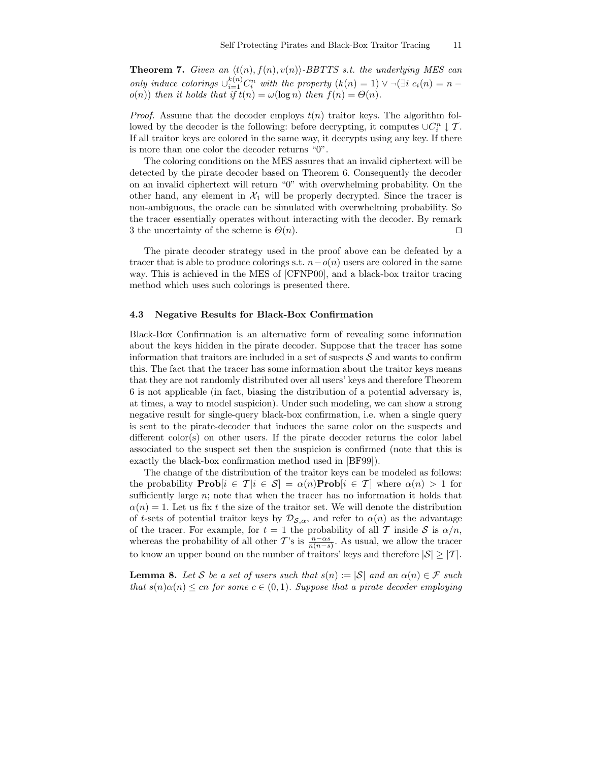**Theorem 7.** *Given an $\langle t(n), f(n), v(n)\rangle$-BBTTS s.t. the underlying MES can only induce colorings $\cup_{i=1}^{k(n)} C_i^n$ with the property $(k(n) = 1) \vee \neg(\exists i\ c_i(n) = n - o(n))$ then it holds that if $t(n) = \omega(\log n)$ then $f(n) = \Theta(n)$.*

*Proof.* Assume that the decoder employs $t(n)$ traitor keys. The algorithm followed by the decoder is the following: before decrypting, it computes $\cup C_i^n \downarrow \mathcal{T}$. If all traitor keys are colored in the same way, it decrypts using any key. If there is more than one color the decoder returns "0".

The coloring conditions on the MES assures that an invalid ciphertext will be detected by the pirate decoder based on Theorem 6. Consequently the decoder on an invalid ciphertext will return "0" with overwhelming probability. On the other hand, any element in $\mathcal{X}_1$ will be properly decrypted. Since the tracer is non-ambiguous, the oracle can be simulated with overwhelming probability. So the tracer essentially operates without interacting with the decoder. By remark 3 the uncertainty of the scheme is $\Theta(n)$. □

The pirate decoder strategy used in the proof above can be defeated by a tracer that is able to produce colorings s.t. $n - o(n)$ users are colored in the same way. This is achieved in the MES of [CFNP00], and a black-box traitor tracing method which uses such colorings is presented there.

### 4.3 Negative Results for Black-Box Confirmation

Black-Box Confirmation is an alternative form of revealing some information about the keys hidden in the pirate decoder. Suppose that the tracer has some information that traitors are included in a set of suspects $\mathcal{S}$ and wants to confirm this. The fact that the tracer has some information about the traitor keys means that they are not randomly distributed over all users' keys and therefore Theorem 6 is not applicable (in fact, biasing the distribution of a potential adversary is, at times, a way to model suspicion). Under such modeling, we can show a strong negative result for single-query black-box confirmation, i.e. when a single query is sent to the pirate-decoder that induces the same color on the suspects and different color(s) on other users. If the pirate decoder returns the color label associated to the suspect set then the suspicion is confirmed (note that this is exactly the black-box confirmation method used in [BF99]).

The change of the distribution of the traitor keys can be modeled as follows: the probability $\mathbf{Prob}[i \in \mathcal{T} | i \in \mathcal{S}] = \alpha(n)\mathbf{Prob}[i \in \mathcal{T}]$ where $\alpha(n) > 1$ for sufficiently large $n$; note that when the tracer has no information it holds that $\alpha(n) = 1$. Let us fix $t$ the size of the traitor set. We will denote the distribution of $t$-sets of potential traitor keys by $\mathcal{D}_{\mathcal{S},\alpha}$, and refer to $\alpha(n)$ as the advantage of the tracer. For example, for $t = 1$ the probability of all $\mathcal{T}$ inside $\mathcal{S}$ is $\alpha/n$, whereas the probability of all other $\mathcal{T}$'s is $\frac{n-\alpha s}{n(n-s)}$. As usual, we allow the tracer to know an upper bound on the number of traitors' keys and therefore $|\mathcal{S}| \geq |\mathcal{T}|$.

**Lemma 8.** *Let $\mathcal{S}$ be a set of users such that $s(n) := |\mathcal{S}|$ and an $\alpha(n) \in \mathcal{F}$ such that $s(n)\alpha(n) \leq cn$ for some $c \in (0, 1)$. Suppose that a pirate decoder employing*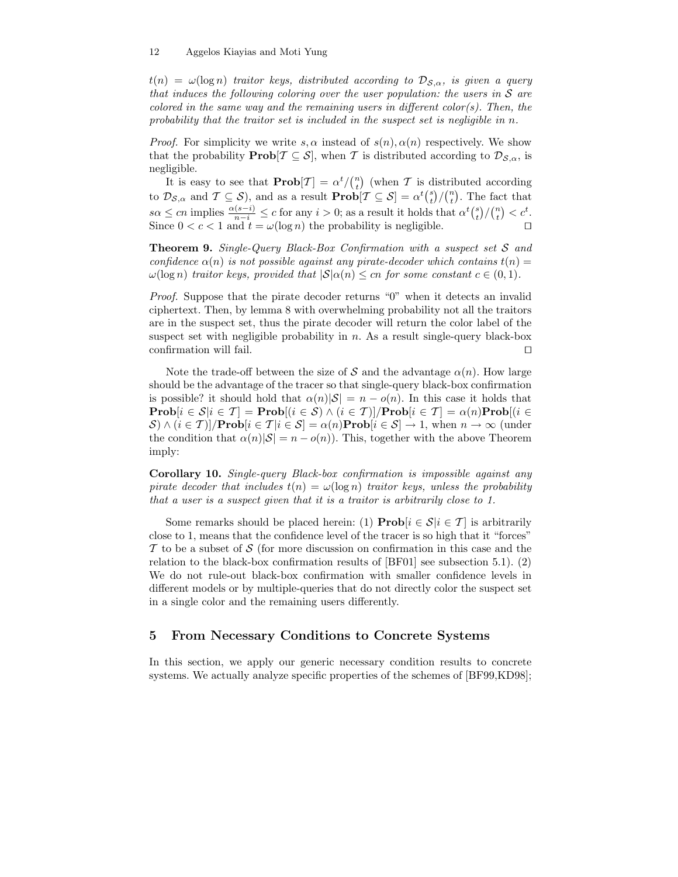$t(n) = \omega(\log n)$ *traitor keys, distributed according to* $\mathcal{D}_{\mathcal{S},\alpha}$*, is given a query that induces the following coloring over the user population: the users in* $\mathcal{S}$ *are colored in the same way and the remaining users in different color(s). Then, the probability that the traitor set is included in the suspect set is negligible in* $n$*.*

*Proof.* For simplicity we write $s, \alpha$ instead of $s(n), \alpha(n)$ respectively. We show that the probability $\mathbf{Prob}[\mathcal{T} \subseteq \mathcal{S}]$, when $\mathcal{T}$ is distributed according to $\mathcal{D}_{\mathcal{S},\alpha}$, is negligible.

It is easy to see that $\mathbf{Prob}[\mathcal{T}] = \alpha^t/\binom{n}{t}$ (when $\mathcal{T}$ is distributed according to $\mathcal{D}_{\mathcal{S},\alpha}$ and $\mathcal{T} \subseteq \mathcal{S}$), and as a result $\mathbf{Prob}[\mathcal{T} \subseteq \mathcal{S}] = \alpha^t\binom{s}{t}/\binom{n}{t}$. The fact that $s\alpha \le cn$ implies $\frac{\alpha(s-i)}{n-i} \le c$ for any $i > 0$; as a result it holds that $\alpha^t\binom{s}{t}/\binom{n}{t} < c^t$. Since $0 < c < 1$ and $t = \omega(\log n)$ the probability is negligible. □

**Theorem 9.** *Single-Query Black-Box Confirmation with a suspect set* $\mathcal{S}$ *and confidence* $\alpha(n)$ *is not possible against any pirate-decoder which contains* $t(n) = \omega(\log n)$ *traitor keys, provided that* $|\mathcal{S}|\alpha(n) \le cn$ *for some constant* $c \in (0, 1)$*.*

*Proof.* Suppose that the pirate decoder returns "0" when it detects an invalid ciphertext. Then, by lemma 8 with overwhelming probability not all the traitors are in the suspect set, thus the pirate decoder will return the color label of the suspect set with negligible probability in $n$. As a result single-query black-box confirmation will fail. □

Note the trade-off between the size of $\mathcal{S}$ and the advantage $\alpha(n)$. How large should be the advantage of the tracer so that single-query black-box confirmation is possible? it should hold that $\alpha(n)|\mathcal{S}| = n - o(n)$. In this case it holds that $\mathbf{Prob}[i \in \mathcal{S}|i \in \mathcal{T}] = \mathbf{Prob}[(i \in \mathcal{S}) \wedge (i \in \mathcal{T})]/\mathbf{Prob}[i \in \mathcal{T}] = \alpha(n)\mathbf{Prob}[(i \in \mathcal{S}) \wedge (i \in \mathcal{T})]/\mathbf{Prob}[i \in \mathcal{T}|i \in \mathcal{S}] = \alpha(n)\mathbf{Prob}[i \in \mathcal{S}] \to 1$, when $n \to \infty$ (under the condition that $\alpha(n)|\mathcal{S}| = n - o(n)$). This, together with the above Theorem imply:

**Corollary 10.** *Single-query Black-box confirmation is impossible against any pirate decoder that includes* $t(n) = \omega(\log n)$ *traitor keys, unless the probability that a user is a suspect given that it is a traitor is arbitrarily close to 1.*

Some remarks should be placed herein: (1) $\mathbf{Prob}[i \in \mathcal{S}|i \in \mathcal{T}]$ is arbitrarily close to 1, means that the confidence level of the tracer is so high that it "forces" $\mathcal{T}$ to be a subset of $\mathcal{S}$ (for more discussion on confirmation in this case and the relation to the black-box confirmation results of [BF01] see subsection 5.1). (2) We do not rule-out black-box confirmation with smaller confidence levels in different models or by multiple-queries that do not directly color the suspect set in a single color and the remaining users differently.

## 5 From Necessary Conditions to Concrete Systems

In this section, we apply our generic necessary condition results to concrete systems. We actually analyze specific properties of the schemes of [BF99,KD98];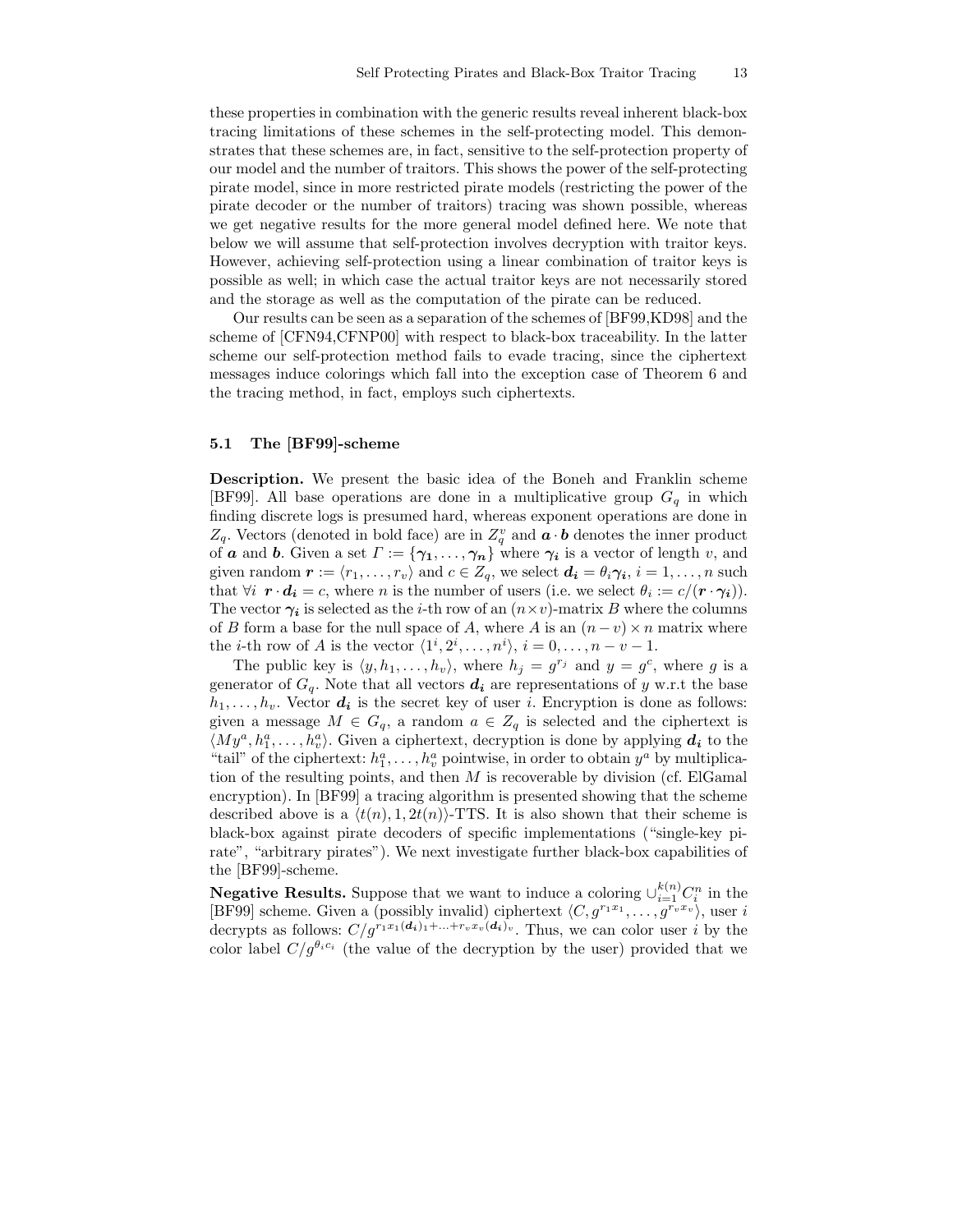these properties in combination with the generic results reveal inherent black-box tracing limitations of these schemes in the self-protecting model. This demonstrates that these schemes are, in fact, sensitive to the self-protection property of our model and the number of traitors. This shows the power of the self-protecting pirate model, since in more restricted pirate models (restricting the power of the pirate decoder or the number of traitors) tracing was shown possible, whereas we get negative results for the more general model defined here. We note that below we will assume that self-protection involves decryption with traitor keys. However, achieving self-protection using a linear combination of traitor keys is possible as well; in which case the actual traitor keys are not necessarily stored and the storage as well as the computation of the pirate can be reduced.

Our results can be seen as a separation of the schemes of [BF99,KD98] and the scheme of [CFN94,CFNP00] with respect to black-box traceability. In the latter scheme our self-protection method fails to evade tracing, since the ciphertext messages induce colorings which fall into the exception case of Theorem 6 and the tracing method, in fact, employs such ciphertexts.

### 5.1 The [BF99]-scheme

**Description.** We present the basic idea of the Boneh and Franklin scheme [BF99]. All base operations are done in a multiplicative group $G_q$ in which finding discrete logs is presumed hard, whereas exponent operations are done in $Z_q$. Vectors (denoted in bold face) are in $Z_q^v$ and $\boldsymbol{a} \cdot \boldsymbol{b}$ denotes the inner product of $\boldsymbol{a}$ and $\boldsymbol{b}$. Given a set $\Gamma := \{\boldsymbol{\gamma_1}, \ldots, \boldsymbol{\gamma_n}\}$ where $\boldsymbol{\gamma_i}$ is a vector of length $v$, and given random $\boldsymbol{r} := \langle r_1, \ldots, r_v \rangle$ and $c \in Z_q$, we select $\boldsymbol{d_i} = \theta_i \boldsymbol{\gamma_i}$, $i = 1, \ldots, n$ such that $\forall i \;\; \boldsymbol{r} \cdot \boldsymbol{d_i} = c$, where $n$ is the number of users (i.e. we select $\theta_i := c/(\boldsymbol{r} \cdot \boldsymbol{\gamma_i})$). The vector $\boldsymbol{\gamma_i}$ is selected as the $i$-th row of an $(n \times v)$-matrix $B$ where the columns of $B$ form a base for the null space of $A$, where $A$ is an $(n-v) \times n$ matrix where the $i$-th row of $A$ is the vector $\langle 1^i, 2^i, \ldots, n^i \rangle$, $i = 0, \ldots, n-v-1$.

The public key is $\langle y, h_1, \ldots, h_v \rangle$, where $h_j = g^{r_j}$ and $y = g^c$, where $g$ is a generator of $G_q$. Note that all vectors $\boldsymbol{d_i}$ are representations of $y$ w.r.t the base $h_1, \ldots, h_v$. Vector $\boldsymbol{d_i}$ is the secret key of user $i$. Encryption is done as follows: given a message $M \in G_q$, a random $a \in Z_q$ is selected and the ciphertext is $\langle My^a, h_1^a, \ldots, h_v^a \rangle$. Given a ciphertext, decryption is done by applying $\boldsymbol{d_i}$ to the "tail" of the ciphertext: $h_1^a, \ldots, h_v^a$ pointwise, in order to obtain $y^a$ by multiplication of the resulting points, and then $M$ is recoverable by division (cf. ElGamal encryption). In [BF99] a tracing algorithm is presented showing that the scheme described above is a $\langle t(n), 1, 2t(n) \rangle$-TTS. It is also shown that their scheme is black-box against pirate decoders of specific implementations ("single-key pirate", "arbitrary pirates"). We next investigate further black-box capabilities of the [BF99]-scheme.

**Negative Results.** Suppose that we want to induce a coloring $\cup_{i=1}^{k(n)} C_i^n$ in the [BF99] scheme. Given a (possibly invalid) ciphertext $\langle C, g^{r_1 x_1}, \ldots, g^{r_v x_v} \rangle$, user $i$ decrypts as follows: $C/g^{r_1 x_1 (\boldsymbol{d_i})_1 + \ldots + r_v x_v (\boldsymbol{d_i})_v}$. Thus, we can color user $i$ by the color label $C/g^{\theta_i c_i}$ (the value of the decryption by the user) provided that we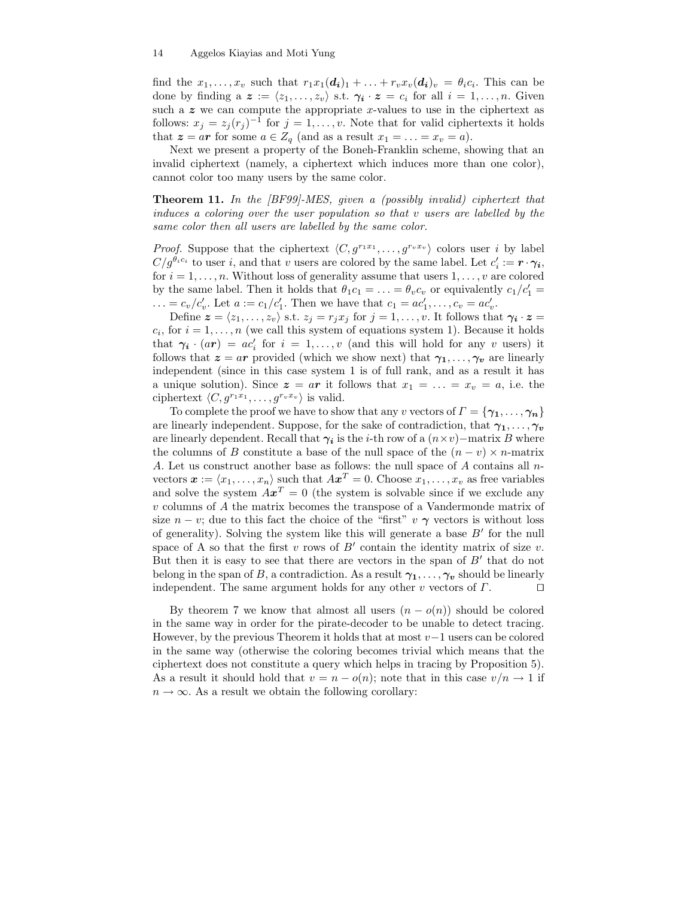find the $x_1, \ldots, x_v$ such that $r_1 x_1 (\boldsymbol{d_i})_1 + \ldots + r_v x_v (\boldsymbol{d_i})_v = \theta_i c_i$. This can be done by finding a $\boldsymbol{z} := \langle z_1, \ldots, z_v \rangle$ s.t. $\boldsymbol{\gamma_i} \cdot \boldsymbol{z} = c_i$ for all $i = 1, \ldots, n$. Given such a $\boldsymbol{z}$ we can compute the appropriate $x$-values to use in the ciphertext as follows: $x_j = z_j (r_j)^{-1}$ for $j = 1, \ldots, v$. Note that for valid ciphertexts it holds that $\boldsymbol{z} = a\boldsymbol{r}$ for some $a \in Z_q$ (and as a result $x_1 = \ldots = x_v = a$).

Next we present a property of the Boneh-Franklin scheme, showing that an invalid ciphertext (namely, a ciphertext which induces more than one color), cannot color too many users by the same color.

**Theorem 11.** *In the [BF99]-MES, given a (possibly invalid) ciphertext that induces a coloring over the user population so that $v$ users are labelled by the same color then all users are labelled by the same color.*

*Proof.* Suppose that the ciphertext $\langle C, g^{r_1 x_1}, \ldots, g^{r_v x_v} \rangle$ colors user $i$ by label $C/g^{\theta_i c_i}$ to user $i$, and that $v$ users are colored by the same label. Let $c'_i := \boldsymbol{r} \cdot \boldsymbol{\gamma_i}$, for $i = 1, \ldots, n$. Without loss of generality assume that users $1, \ldots, v$ are colored by the same label. Then it holds that $\theta_1 c_1 = \ldots = \theta_v c_v$ or equivalently $c_1/c'_1 = \ldots = c_v/c'_v$. Let $a := c_1/c'_1$. Then we have that $c_1 = ac'_1, \ldots, c_v = ac'_v$.

Define $\boldsymbol{z} = \langle z_1, \ldots, z_v \rangle$ s.t. $z_j = r_j x_j$ for $j = 1, \ldots, v$. It follows that $\boldsymbol{\gamma_i} \cdot \boldsymbol{z} = c_i$, for $i = 1, \ldots, n$ (we call this system of equations system 1). Because it holds that $\boldsymbol{\gamma_i} \cdot (a\boldsymbol{r}) = ac'_i$ for $i = 1, \ldots, v$ (and this will hold for any $v$ users) it follows that $\boldsymbol{z} = a\boldsymbol{r}$ provided (which we show next) that $\boldsymbol{\gamma_1}, \ldots, \boldsymbol{\gamma_v}$ are linearly independent (since in this case system 1 is of full rank, and as a result it has a unique solution). Since $\boldsymbol{z} = a\boldsymbol{r}$ it follows that $x_1 = \ldots = x_v = a$, i.e. the ciphertext $\langle C, g^{r_1 x_1}, \ldots, g^{r_v x_v} \rangle$ is valid.

To complete the proof we have to show that any $v$ vectors of $\Gamma = \{\boldsymbol{\gamma_1}, \ldots, \boldsymbol{\gamma_n}\}$ are linearly independent. Suppose, for the sake of contradiction, that $\boldsymbol{\gamma_1}, \ldots, \boldsymbol{\gamma_v}$ are linearly dependent. Recall that $\boldsymbol{\gamma_i}$ is the $i$-th row of a $(n \times v)-$matrix $B$ where the columns of $B$ constitute a base of the null space of the $(n - v) \times n$-matrix $A$. Let us construct another base as follows: the null space of $A$ contains all $n$-vectors $\boldsymbol{x} := \langle x_1, \ldots, x_n \rangle$ such that $A\boldsymbol{x}^T = 0$. Choose $x_1, \ldots, x_v$ as free variables and solve the system $A\boldsymbol{x}^T = 0$ (the system is solvable since if we exclude any $v$ columns of $A$ the matrix becomes the transpose of a Vandermonde matrix of size $n - v$; due to this fact the choice of the "first" $v$ $\boldsymbol{\gamma}$ vectors is without loss of generality). Solving the system like this will generate a base $B'$ for the null space of A so that the first $v$ rows of $B'$ contain the identity matrix of size $v$. But then it is easy to see that there are vectors in the span of $B'$ that do not belong in the span of $B$, a contradiction. As a result $\boldsymbol{\gamma_1}, \ldots, \boldsymbol{\gamma_v}$ should be linearly independent. The same argument holds for any other $v$ vectors of $\Gamma$. $\square$

By theorem 7 we know that almost all users $(n - o(n))$ should be colored in the same way in order for the pirate-decoder to be unable to detect tracing. However, by the previous Theorem it holds that at most $v-1$ users can be colored in the same way (otherwise the coloring becomes trivial which means that the ciphertext does not constitute a query which helps in tracing by Proposition 5). As a result it should hold that $v = n - o(n)$; note that in this case $v/n \to 1$ if $n \to \infty$. As a result we obtain the following corollary: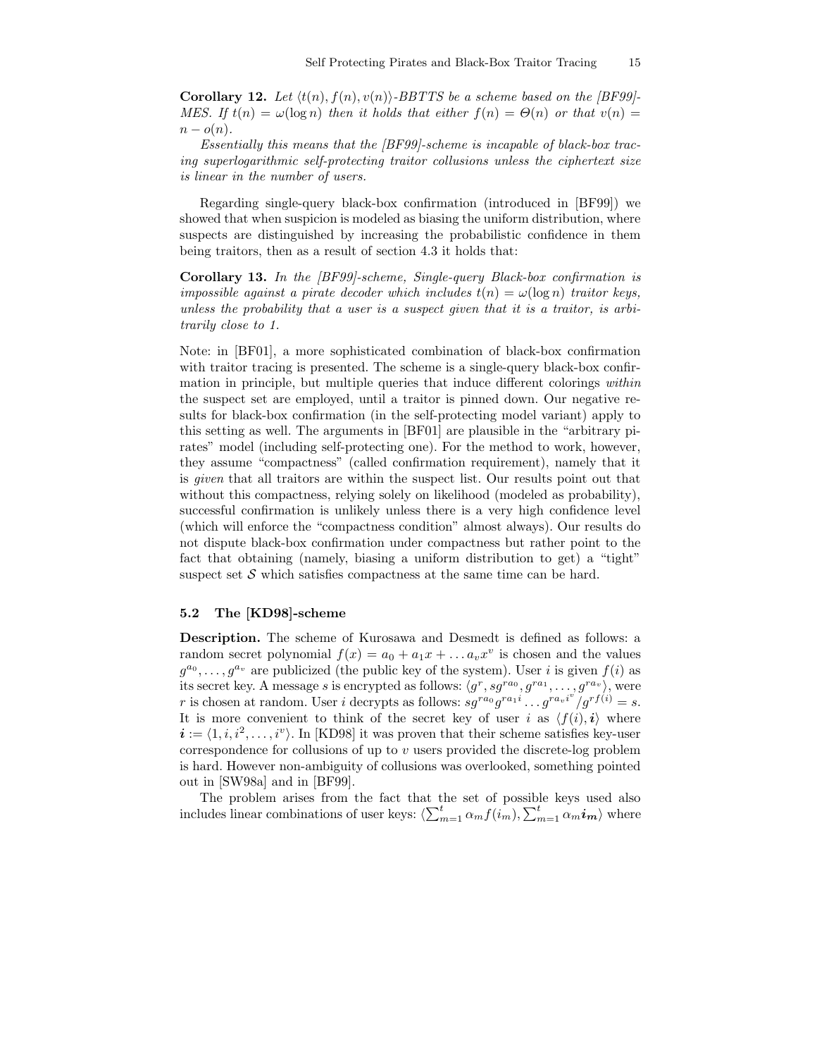**Corollary 12.** *Let $\langle t(n), f(n), v(n)\rangle$-BBTTS be a scheme based on the [BF99]-MES. If $t(n) = \omega(\log n)$ then it holds that either $f(n) = \Theta(n)$ or that $v(n) = n - o(n)$.*

*Essentially this means that the [BF99]-scheme is incapable of black-box tracing superlogarithmic self-protecting traitor collusions unless the ciphertext size is linear in the number of users.*

Regarding single-query black-box confirmation (introduced in [BF99]) we showed that when suspicion is modeled as biasing the uniform distribution, where suspects are distinguished by increasing the probabilistic confidence in them being traitors, then as a result of section 4.3 it holds that:

**Corollary 13.** *In the [BF99]-scheme, Single-query Black-box confirmation is impossible against a pirate decoder which includes $t(n) = \omega(\log n)$ traitor keys, unless the probability that a user is a suspect given that it is a traitor, is arbitrarily close to 1.*

Note: in [BF01], a more sophisticated combination of black-box confirmation with traitor tracing is presented. The scheme is a single-query black-box confirmation in principle, but multiple queries that induce different colorings *within* the suspect set are employed, until a traitor is pinned down. Our negative results for black-box confirmation (in the self-protecting model variant) apply to this setting as well. The arguments in [BF01] are plausible in the "arbitrary pirates" model (including self-protecting one). For the method to work, however, they assume "compactness" (called confirmation requirement), namely that it is *given* that all traitors are within the suspect list. Our results point out that without this compactness, relying solely on likelihood (modeled as probability), successful confirmation is unlikely unless there is a very high confidence level (which will enforce the "compactness condition" almost always). Our results do not dispute black-box confirmation under compactness but rather point to the fact that obtaining (namely, biasing a uniform distribution to get) a "tight" suspect set $\mathcal{S}$ which satisfies compactness at the same time can be hard.

### 5.2 The [KD98]-scheme

**Description.** The scheme of Kurosawa and Desmedt is defined as follows: a random secret polynomial $f(x) = a_0 + a_1 x + \ldots a_v x^v$ is chosen and the values $g^{a_0}, \ldots, g^{a_v}$ are publicized (the public key of the system). User $i$ is given $f(i)$ as its secret key. A message $s$ is encrypted as follows: $\langle g^r, sg^{ra_0}, g^{ra_1}, \ldots, g^{ra_v}\rangle$, were $r$ is chosen at random. User $i$ decrypts as follows: $sg^{ra_0}g^{ra_1 i}\ldots g^{ra_v i^v}/g^{rf(i)} = s$. It is more convenient to think of the secret key of user $i$ as $\langle f(i), \boldsymbol{i}\rangle$ where $\boldsymbol{i} := \langle 1, i, i^2, \ldots, i^v\rangle$. In [KD98] it was proven that their scheme satisfies key-user correspondence for collusions of up to $v$ users provided the discrete-log problem is hard. However non-ambiguity of collusions was overlooked, something pointed out in [SW98a] and in [BF99].

The problem arises from the fact that the set of possible keys used also includes linear combinations of user keys: $\langle \sum_{m=1}^{t} \alpha_m f(i_m), \sum_{m=1}^{t} \alpha_m \boldsymbol{i_m}\rangle$ where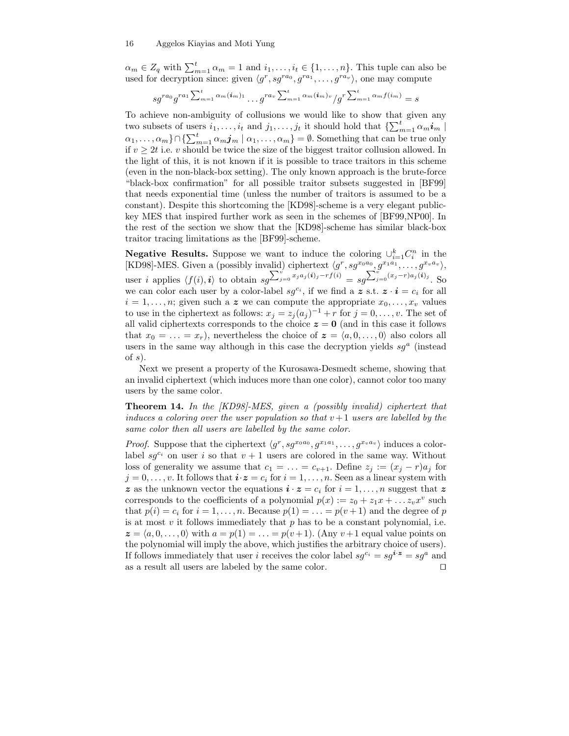$\alpha_m \in Z_q$ with $\sum_{m=1}^{t} \alpha_m = 1$ and $i_1, \ldots, i_t \in \{1, \ldots, n\}$. This tuple can also be used for decryption since: given $\langle g^r, sg^{ra_0}, g^{ra_1}, \ldots, g^{ra_v} \rangle$, one may compute

$$sg^{ra_0} g^{ra_1 \sum_{m=1}^{t} \alpha_m (\boldsymbol{i}_m)_1} \ldots g^{ra_v \sum_{m=1}^{t} \alpha_m (\boldsymbol{i}_m)_v} / g^{r \sum_{m=1}^{t} \alpha_m f(i_m)} = s$$

To achieve non-ambiguity of collusions we would like to show that given any two subsets of users $i_1, \ldots, i_t$ and $j_1, \ldots, j_t$ it should hold that $\{\sum_{m=1}^{t} \alpha_m \boldsymbol{i}_m \mid \alpha_1, \ldots, \alpha_m\} \cap \{\sum_{m=1}^{t} \alpha_m \boldsymbol{j}_m \mid \alpha_1, \ldots, \alpha_m\} = \emptyset$. Something that can be true only if $v \geq 2t$ i.e. $v$ should be twice the size of the biggest traitor collusion allowed. In the light of this, it is not known if it is possible to trace traitors in this scheme (even in the non-black-box setting). The only known approach is the brute-force "black-box confirmation" for all possible traitor subsets suggested in [BF99] that needs exponential time (unless the number of traitors is assumed to be a constant). Despite this shortcoming the [KD98]-scheme is a very elegant public-key MES that inspired further work as seen in the schemes of [BF99,NP00]. In the rest of the section we show that the [KD98]-scheme has similar black-box traitor tracing limitations as the [BF99]-scheme.

**Negative Results.** Suppose we want to induce the coloring $\cup_{i=1}^{k} C_i^n$ in the [KD98]-MES. Given a (possibly invalid) ciphertext $\langle g^r, sg^{x_0 a_0}, g^{x_1 a_1}, \ldots, g^{x_v a_v} \rangle$, user $i$ applies $\langle f(i), \boldsymbol{i} \rangle$ to obtain $sg^{\sum_{j=0}^{v} x_j a_j (\boldsymbol{i})_j - rf(i)} = sg^{\sum_{j=0}^{v} (x_j - r) a_j (\boldsymbol{i})_j}$. So we can color each user by a color-label $sg^{c_i}$, if we find a $\boldsymbol{z}$ s.t. $\boldsymbol{z} \cdot \boldsymbol{i} = c_i$ for all $i = 1, \ldots, n$; given such a $\boldsymbol{z}$ we can compute the appropriate $x_0, \ldots, x_v$ values to use in the ciphertext as follows: $x_j = z_j (a_j)^{-1} + r$ for $j = 0, \ldots, v$. The set of all valid ciphertexts corresponds to the choice $\boldsymbol{z} = \boldsymbol{0}$ (and in this case it follows that $x_0 = \ldots = x_r$), nevertheless the choice of $\boldsymbol{z} = \langle a, 0, \ldots, 0 \rangle$ also colors all users in the same way although in this case the decryption yields $sg^a$ (instead of $s$).

Next we present a property of the Kurosawa-Desmedt scheme, showing that an invalid ciphertext (which induces more than one color), cannot color too many users by the same color.

**Theorem 14.** *In the [KD98]-MES, given a (possibly invalid) ciphertext that induces a coloring over the user population so that $v+1$ users are labelled by the same color then all users are labelled by the same color.*

*Proof.* Suppose that the ciphertext $\langle g^r, sg^{x_0 a_0}, g^{x_1 a_1}, \ldots, g^{x_v a_v} \rangle$ induces a color-label $sg^{c_i}$ on user $i$ so that $v+1$ users are colored in the same way. Without loss of generality we assume that $c_1 = \ldots = c_{v+1}$. Define $z_j := (x_j - r) a_j$ for $j = 0, \ldots, v$. It follows that $\boldsymbol{i} \cdot \boldsymbol{z} = c_i$ for $i = 1, \ldots, n$. Seen as a linear system with $\boldsymbol{z}$ as the unknown vector the equations $\boldsymbol{i} \cdot \boldsymbol{z} = c_i$ for $i = 1, \ldots, n$ suggest that $\boldsymbol{z}$ corresponds to the coefficients of a polynomial $p(x) := z_0 + z_1 x + \ldots z_v x^v$ such that $p(i) = c_i$ for $i = 1, \ldots, n$. Because $p(1) = \ldots = p(v+1)$ and the degree of $p$ is at most $v$ it follows immediately that $p$ has to be a constant polynomial, i.e. $\boldsymbol{z} = \langle a, 0, \ldots, 0 \rangle$ with $a = p(1) = \ldots = p(v+1)$. (Any $v+1$ equal value points on the polynomial will imply the above, which justifies the arbitrary choice of users). If follows immediately that user $i$ receives the color label $sg^{c_i} = sg^{\boldsymbol{i} \cdot \boldsymbol{z}} = sg^a$ and as a result all users are labeled by the same color. ◻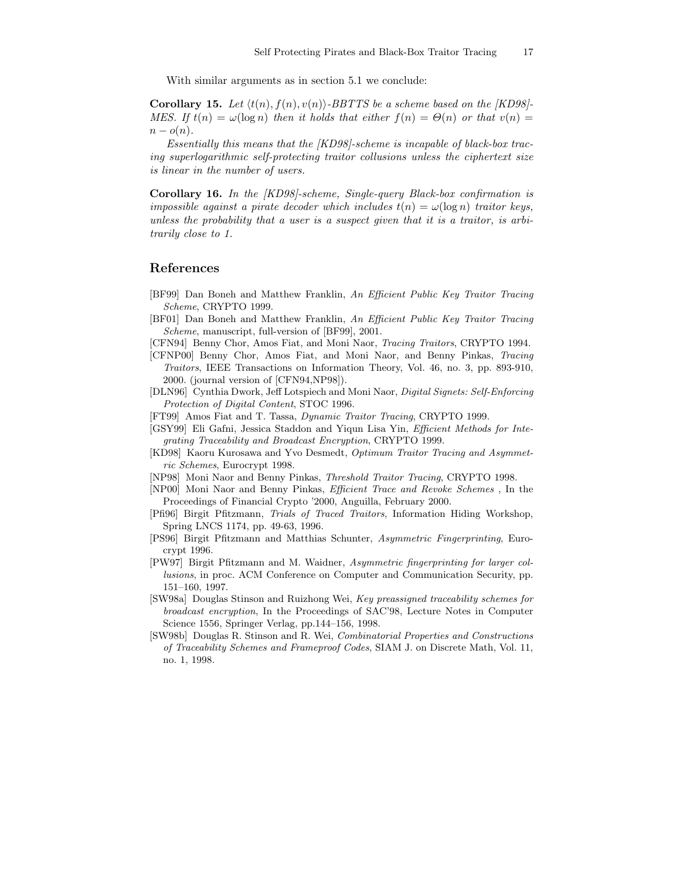With similar arguments as in section 5.1 we conclude:

**Corollary 15.** *Let $\langle t(n), f(n), v(n)\rangle$-BBTTS be a scheme based on the [KD98]-MES. If $t(n) = \omega(\log n)$ then it holds that either $f(n) = \Theta(n)$ or that $v(n) = n - o(n)$.*

*Essentially this means that the [KD98]-scheme is incapable of black-box tracing superlogarithmic self-protecting traitor collusions unless the ciphertext size is linear in the number of users.*

**Corollary 16.** *In the [KD98]-scheme, Single-query Black-box confirmation is impossible against a pirate decoder which includes $t(n) = \omega(\log n)$ traitor keys, unless the probability that a user is a suspect given that it is a traitor, is arbitrarily close to 1.*

## References

[BF99] Dan Boneh and Matthew Franklin, *An Efficient Public Key Traitor Tracing Scheme*, CRYPTO 1999.

[BF01] Dan Boneh and Matthew Franklin, *An Efficient Public Key Traitor Tracing Scheme*, manuscript, full-version of [BF99], 2001.

[CFN94] Benny Chor, Amos Fiat, and Moni Naor, *Tracing Traitors*, CRYPTO 1994.

[CFNP00] Benny Chor, Amos Fiat, and Moni Naor, and Benny Pinkas, *Tracing Traitors*, IEEE Transactions on Information Theory, Vol. 46, no. 3, pp. 893-910, 2000. (journal version of [CFN94,NP98]).

[DLN96] Cynthia Dwork, Jeff Lotspiech and Moni Naor, *Digital Signets: Self-Enforcing Protection of Digital Content*, STOC 1996.

[FT99] Amos Fiat and T. Tassa, *Dynamic Traitor Tracing*, CRYPTO 1999.

[GSY99] Eli Gafni, Jessica Staddon and Yiqun Lisa Yin, *Efficient Methods for Integrating Traceability and Broadcast Encryption*, CRYPTO 1999.

[KD98] Kaoru Kurosawa and Yvo Desmedt, *Optimum Traitor Tracing and Asymmetric Schemes*, Eurocrypt 1998.

[NP98] Moni Naor and Benny Pinkas, *Threshold Traitor Tracing*, CRYPTO 1998.

[NP00] Moni Naor and Benny Pinkas, *Efficient Trace and Revoke Schemes* , In the Proceedings of Financial Crypto '2000, Anguilla, February 2000.

[Pfi96] Birgit Pfitzmann, *Trials of Traced Traitors*, Information Hiding Workshop, Spring LNCS 1174, pp. 49-63, 1996.

[PS96] Birgit Pfitzmann and Matthias Schunter, *Asymmetric Fingerprinting*, Eurocrypt 1996.

[PW97] Birgit Pfitzmann and M. Waidner, *Asymmetric fingerprinting for larger collusions*, in proc. ACM Conference on Computer and Communication Security, pp. 151–160, 1997.

[SW98a] Douglas Stinson and Ruizhong Wei, *Key preassigned traceability schemes for broadcast encryption*, In the Proceedings of SAC'98, Lecture Notes in Computer Science 1556, Springer Verlag, pp.144–156, 1998.

[SW98b] Douglas R. Stinson and R. Wei, *Combinatorial Properties and Constructions of Traceability Schemes and Frameproof Codes*, SIAM J. on Discrete Math, Vol. 11, no. 1, 1998.